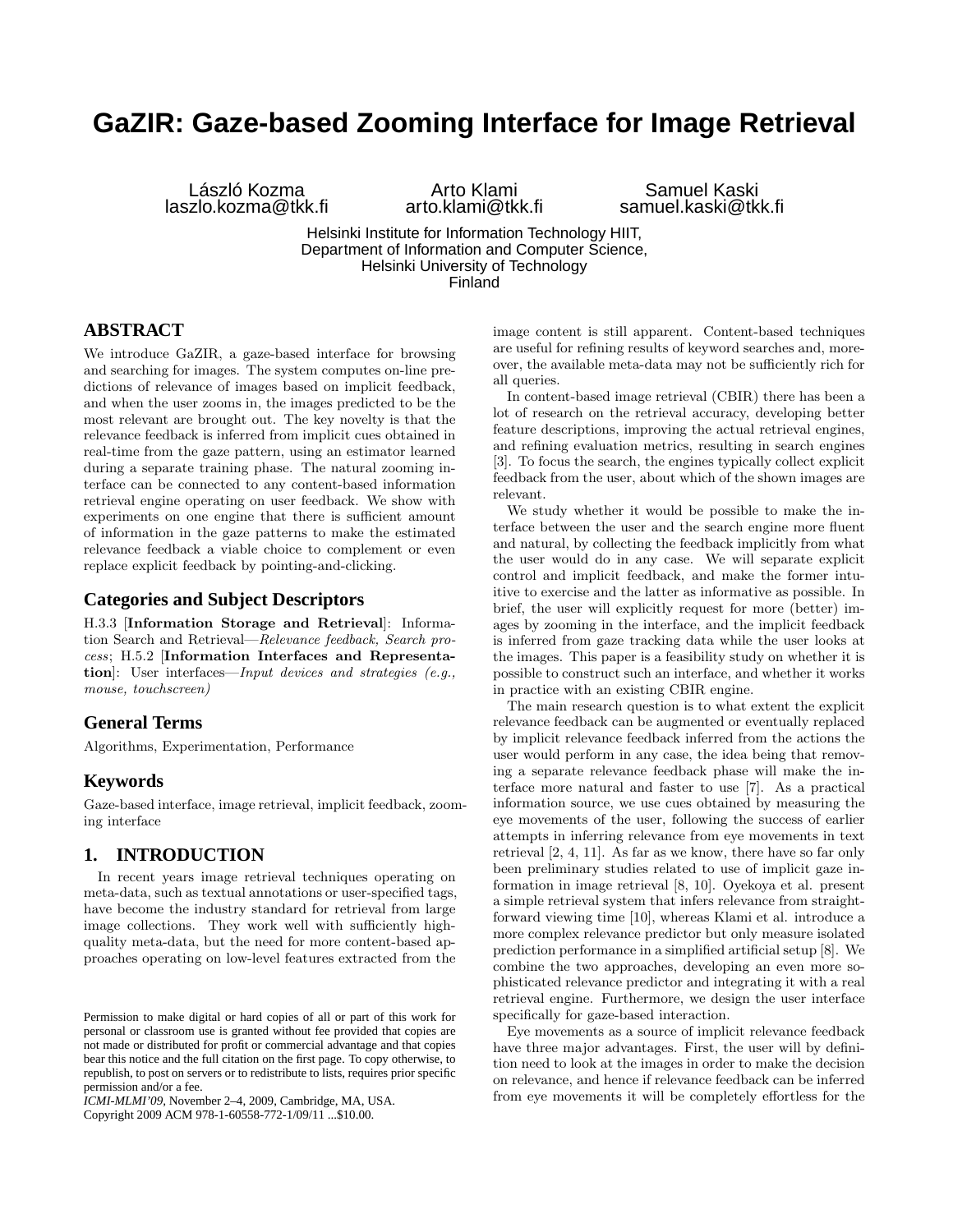# GaZIR: Gaze-based Zooming Interface for Image Retrieval

László Kozma
laszlo.kozma@tkk.fi

Arto Klami
arto.klami@tkk.fi

Samuel Kaski
samuel.kaski@tkk.fi

Helsinki Institute for Information Technology HIIT,
Department of Information and Computer Science,
Helsinki University of Technology
Finland

## ABSTRACT

We introduce GaZIR, a gaze-based interface for browsing and searching for images. The system computes on-line predictions of relevance of images based on implicit feedback, and when the user zooms in, the images predicted to be the most relevant are brought out. The key novelty is that the relevance feedback is inferred from implicit cues obtained in real-time from the gaze pattern, using an estimator learned during a separate training phase. The natural zooming interface can be connected to any content-based information retrieval engine operating on user feedback. We show with experiments on one engine that there is sufficient amount of information in the gaze patterns to make the estimated relevance feedback a viable choice to complement or even replace explicit feedback by pointing-and-clicking.

## Categories and Subject Descriptors

H.3.3 [**Information Storage and Retrieval**]: Information Search and Retrieval—*Relevance feedback, Search process*; H.5.2 [**Information Interfaces and Representation**]: User interfaces—*Input devices and strategies (e.g., mouse, touchscreen)*

## General Terms

Algorithms, Experimentation, Performance

## Keywords

Gaze-based interface, image retrieval, implicit feedback, zooming interface

## 1. INTRODUCTION

In recent years image retrieval techniques operating on meta-data, such as textual annotations or user-specified tags, have become the industry standard for retrieval from large image collections. They work well with sufficiently high-quality meta-data, but the need for more content-based approaches operating on low-level features extracted from the image content is still apparent. Content-based techniques are useful for refining results of keyword searches and, moreover, the available meta-data may not be sufficiently rich for all queries.

In content-based image retrieval (CBIR) there has been a lot of research on the retrieval accuracy, developing better feature descriptions, improving the actual retrieval engines, and refining evaluation metrics, resulting in search engines [3]. To focus the search, the engines typically collect explicit feedback from the user, about which of the shown images are relevant.

We study whether it would be possible to make the interface between the user and the search engine more fluent and natural, by collecting the feedback implicitly from what the user would do in any case. We will separate explicit control and implicit feedback, and make the former intuitive to exercise and the latter as informative as possible. In brief, the user will explicitly request for more (better) images by zooming in the interface, and the implicit feedback is inferred from gaze tracking data while the user looks at the images. This paper is a feasibility study on whether it is possible to construct such an interface, and whether it works in practice with an existing CBIR engine.

The main research question is to what extent the explicit relevance feedback can be augmented or eventually replaced by implicit relevance feedback inferred from the actions the user would perform in any case, the idea being that removing a separate relevance feedback phase will make the interface more natural and faster to use [7]. As a practical information source, we use cues obtained by measuring the eye movements of the user, following the success of earlier attempts in inferring relevance from eye movements in text retrieval [2, 4, 11]. As far as we know, there have so far only been preliminary studies related to use of implicit gaze information in image retrieval [8, 10]. Oyekoya et al. present a simple retrieval system that infers relevance from straightforward viewing time [10], whereas Klami et al. introduce a more complex relevance predictor but only measure isolated prediction performance in a simplified artificial setup [8]. We combine the two approaches, developing an even more sophisticated relevance predictor and integrating it with a real retrieval engine. Furthermore, we design the user interface specifically for gaze-based interaction.

Eye movements as a source of implicit relevance feedback have three major advantages. First, the user will by definition need to look at the images in order to make the decision on relevance, and hence if relevance feedback can be inferred from eye movements it will be completely effortless for the

Permission to make digital or hard copies of all or part of this work for personal or classroom use is granted without fee provided that copies are not made or distributed for profit or commercial advantage and that copies bear this notice and the full citation on the first page. To copy otherwise, to republish, to post on servers or to redistribute to lists, requires prior specific permission and/or a fee.
*ICMI-MLMI'09*, November 2–4, 2009, Cambridge, MA, USA.
Copyright 2009 ACM 978-1-60558-772-1/09/11 ...$10.00.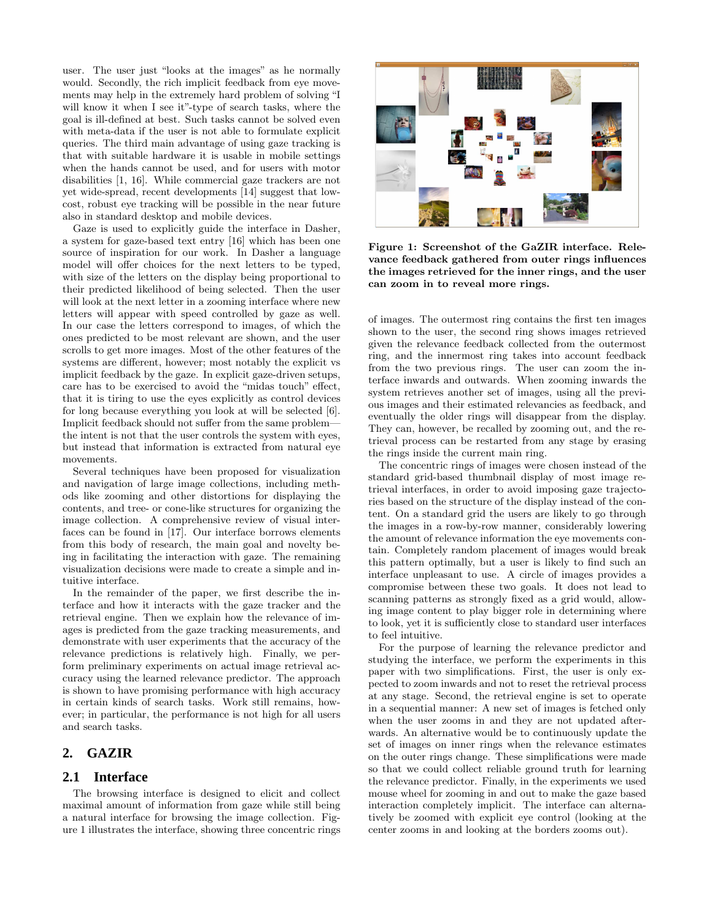user. The user just "looks at the images" as he normally would. Secondly, the rich implicit feedback from eye movements may help in the extremely hard problem of solving "I will know it when I see it"-type of search tasks, where the goal is ill-defined at best. Such tasks cannot be solved even with meta-data if the user is not able to formulate explicit queries. The third main advantage of using gaze tracking is that with suitable hardware it is usable in mobile settings when the hands cannot be used, and for users with motor disabilities [1, 16]. While commercial gaze trackers are not yet wide-spread, recent developments [14] suggest that low-cost, robust eye tracking will be possible in the near future also in standard desktop and mobile devices.

Gaze is used to explicitly guide the interface in Dasher, a system for gaze-based text entry [16] which has been one source of inspiration for our work. In Dasher a language model will offer choices for the next letters to be typed, with size of the letters on the display being proportional to their predicted likelihood of being selected. Then the user will look at the next letter in a zooming interface where new letters will appear with speed controlled by gaze as well. In our case the letters correspond to images, of which the ones predicted to be most relevant are shown, and the user scrolls to get more images. Most of the other features of the systems are different, however; most notably the explicit vs implicit feedback by the gaze. In explicit gaze-driven setups, care has to be exercised to avoid the "midas touch" effect, that it is tiring to use the eyes explicitly as control devices for long because everything you look at will be selected [6]. Implicit feedback should not suffer from the same problem—the intent is not that the user controls the system with eyes, but instead that information is extracted from natural eye movements.

Several techniques have been proposed for visualization and navigation of large image collections, including methods like zooming and other distortions for displaying the contents, and tree- or cone-like structures for organizing the image collection. A comprehensive review of visual interfaces can be found in [17]. Our interface borrows elements from this body of research, the main goal and novelty being in facilitating the interaction with gaze. The remaining visualization decisions were made to create a simple and intuitive interface.

In the remainder of the paper, we first describe the interface and how it interacts with the gaze tracker and the retrieval engine. Then we explain how the relevance of images is predicted from the gaze tracking measurements, and demonstrate with user experiments that the accuracy of the relevance predictions is relatively high. Finally, we perform preliminary experiments on actual image retrieval accuracy using the learned relevance predictor. The approach is shown to have promising performance with high accuracy in certain kinds of search tasks. Work still remains, however; in particular, the performance is not high for all users and search tasks.

## 2. GAZIR

### 2.1 Interface

The browsing interface is designed to elicit and collect maximal amount of information from gaze while still being a natural interface for browsing the image collection. Figure 1 illustrates the interface, showing three concentric rings

**Figure 1: Screenshot of the GaZIR interface. Relevance feedback gathered from outer rings influences the images retrieved for the inner rings, and the user can zoom in to reveal more rings.**

of images. The outermost ring contains the first ten images shown to the user, the second ring shows images retrieved given the relevance feedback collected from the outermost ring, and the innermost ring takes into account feedback from the two previous rings. The user can zoom the interface inwards and outwards. When zooming inwards the system retrieves another set of images, using all the previous images and their estimated relevancies as feedback, and eventually the older rings will disappear from the display. They can, however, be recalled by zooming out, and the retrieval process can be restarted from any stage by erasing the rings inside the current main ring.

The concentric rings of images were chosen instead of the standard grid-based thumbnail display of most image retrieval interfaces, in order to avoid imposing gaze trajectories based on the structure of the display instead of the content. On a standard grid the users are likely to go through the images in a row-by-row manner, considerably lowering the amount of relevance information the eye movements contain. Completely random placement of images would break this pattern optimally, but a user is likely to find such an interface unpleasant to use. A circle of images provides a compromise between these two goals. It does not lead to scanning patterns as strongly fixed as a grid would, allowing image content to play bigger role in determining where to look, yet it is sufficiently close to standard user interfaces to feel intuitive.

For the purpose of learning the relevance predictor and studying the interface, we perform the experiments in this paper with two simplifications. First, the user is only expected to zoom inwards and not to reset the retrieval process at any stage. Second, the retrieval engine is set to operate in a sequential manner: A new set of images is fetched only when the user zooms in and they are not updated afterwards. An alternative would be to continuously update the set of images on inner rings when the relevance estimates on the outer rings change. These simplifications were made so that we could collect reliable ground truth for learning the relevance predictor. Finally, in the experiments we used mouse wheel for zooming in and out to make the gaze based interaction completely implicit. The interface can alternatively be zoomed with explicit eye control (looking at the center zooms in and looking at the borders zooms out).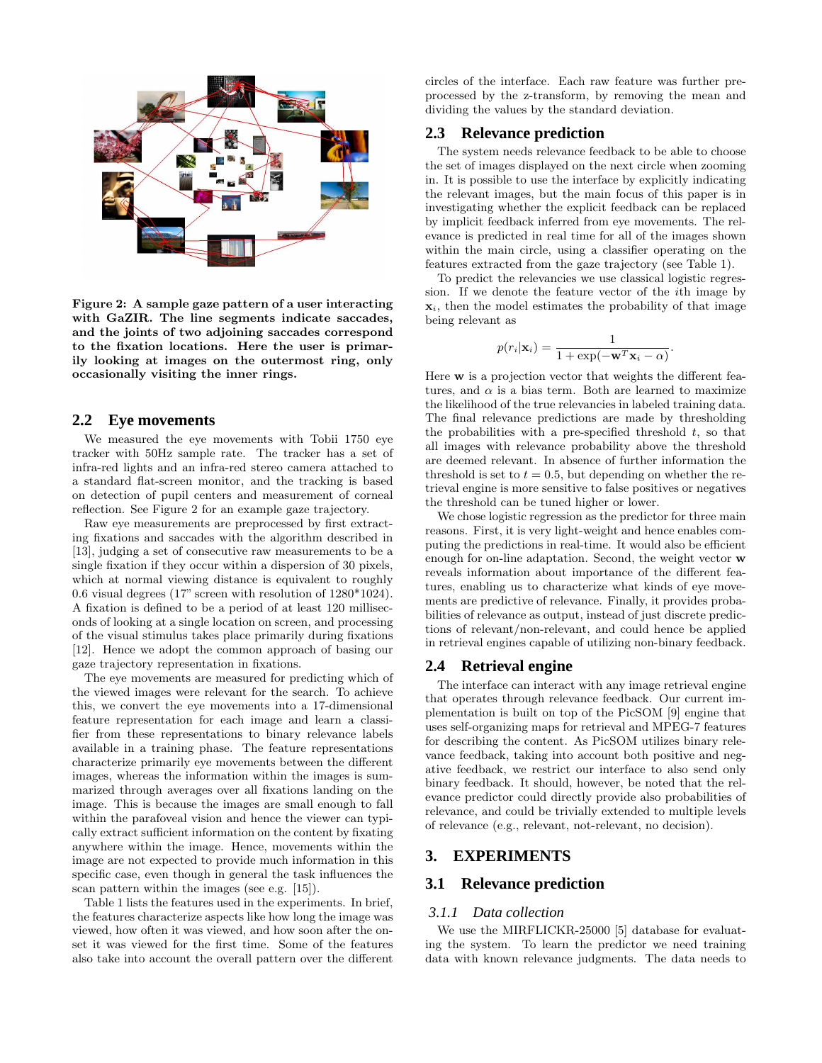Figure 2: A sample gaze pattern of a user interacting with GaZIR. The line segments indicate saccades, and the joints of two adjoining saccades correspond to the fixation locations. Here the user is primarily looking at images on the outermost ring, only occasionally visiting the inner rings.

## 2.2 Eye movements

We measured the eye movements with Tobii 1750 eye tracker with 50Hz sample rate. The tracker has a set of infra-red lights and an infra-red stereo camera attached to a standard flat-screen monitor, and the tracking is based on detection of pupil centers and measurement of corneal reflection. See Figure 2 for an example gaze trajectory.

Raw eye measurements are preprocessed by first extracting fixations and saccades with the algorithm described in [13], judging a set of consecutive raw measurements to be a single fixation if they occur within a dispersion of 30 pixels, which at normal viewing distance is equivalent to roughly 0.6 visual degrees (17" screen with resolution of 1280*1024). A fixation is defined to be a period of at least 120 milliseconds of looking at a single location on screen, and processing of the visual stimulus takes place primarily during fixations [12]. Hence we adopt the common approach of basing our gaze trajectory representation in fixations.

The eye movements are measured for predicting which of the viewed images were relevant for the search. To achieve this, we convert the eye movements into a 17-dimensional feature representation for each image and learn a classifier from these representations to binary relevance labels available in a training phase. The feature representations characterize primarily eye movements between the different images, whereas the information within the images is summarized through averages over all fixations landing on the image. This is because the images are small enough to fall within the parafoveal vision and hence the viewer can typically extract sufficient information on the content by fixating anywhere within the image. Hence, movements within the image are not expected to provide much information in this specific case, even though in general the task influences the scan pattern within the images (see e.g. [15]).

Table 1 lists the features used in the experiments. In brief, the features characterize aspects like how long the image was viewed, how often it was viewed, and how soon after the onset it was viewed for the first time. Some of the features also take into account the overall pattern over the different circles of the interface. Each raw feature was further preprocessed by the z-transform, by removing the mean and dividing the values by the standard deviation.

## 2.3 Relevance prediction

The system needs relevance feedback to be able to choose the set of images displayed on the next circle when zooming in. It is possible to use the interface by explicitly indicating the relevant images, but the main focus of this paper is in investigating whether the explicit feedback can be replaced by implicit feedback inferred from eye movements. The relevance is predicted in real time for all of the images shown within the main circle, using a classifier operating on the features extracted from the gaze trajectory (see Table 1).

To predict the relevancies we use classical logistic regression. If we denote the feature vector of the $i$th image by $\mathbf{x}_i$, then the model estimates the probability of that image being relevant as

$$p(r_i|\mathbf{x}_i) = \frac{1}{1 + \exp(-\mathbf{w}^T\mathbf{x}_i - \alpha)}.$$

Here $\mathbf{w}$ is a projection vector that weights the different features, and $\alpha$ is a bias term. Both are learned to maximize the likelihood of the true relevancies in labeled training data. The final relevance predictions are made by thresholding the probabilities with a pre-specified threshold $t$, so that all images with relevance probability above the threshold are deemed relevant. In absence of further information the threshold is set to $t = 0.5$, but depending on whether the retrieval engine is more sensitive to false positives or negatives the threshold can be tuned higher or lower.

We chose logistic regression as the predictor for three main reasons. First, it is very light-weight and hence enables computing the predictions in real-time. It would also be efficient enough for on-line adaptation. Second, the weight vector $\mathbf{w}$ reveals information about importance of the different features, enabling us to characterize what kinds of eye movements are predictive of relevance. Finally, it provides probabilities of relevance as output, instead of just discrete predictions of relevant/non-relevant, and could hence be applied in retrieval engines capable of utilizing non-binary feedback.

## 2.4 Retrieval engine

The interface can interact with any image retrieval engine that operates through relevance feedback. Our current implementation is built on top of the PicSOM [9] engine that uses self-organizing maps for retrieval and MPEG-7 features for describing the content. As PicSOM utilizes binary relevance feedback, taking into account both positive and negative feedback, we restrict our interface to also send only binary feedback. It should, however, be noted that the relevance predictor could directly provide also probabilities of relevance, and could be trivially extended to multiple levels of relevance (e.g., relevant, not-relevant, no decision).

# 3. EXPERIMENTS

## 3.1 Relevance prediction

### 3.1.1 *Data collection*

We use the MIRFLICKR-25000 [5] database for evaluating the system. To learn the predictor we need training data with known relevance judgments. The data needs to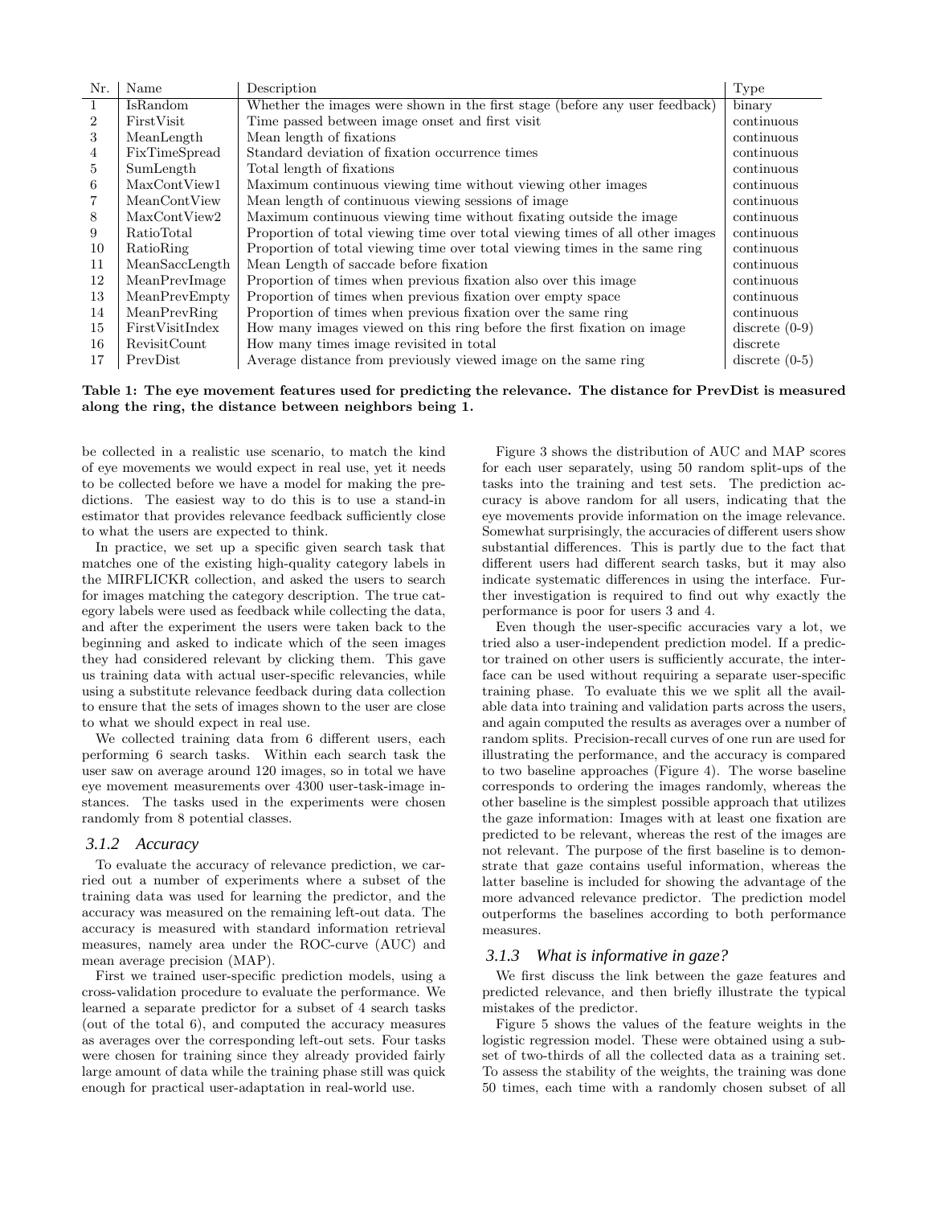| Nr. | Name | Description | Type |
|---|---|---|---|
| 1 | IsRandom | Whether the images were shown in the first stage (before any user feedback) | binary |
| 2 | FirstVisit | Time passed between image onset and first visit | continuous |
| 3 | MeanLength | Mean length of fixations | continuous |
| 4 | FixTimeSpread | Standard deviation of fixation occurrence times | continuous |
| 5 | SumLength | Total length of fixations | continuous |
| 6 | MaxContView1 | Maximum continuous viewing time without viewing other images | continuous |
| 7 | MeanContView | Mean length of continuous viewing sessions of image | continuous |
| 8 | MaxContView2 | Maximum continuous viewing time without fixating outside the image | continuous |
| 9 | RatioTotal | Proportion of total viewing time over total viewing times of all other images | continuous |
| 10 | RatioRing | Proportion of total viewing time over total viewing times in the same ring | continuous |
| 11 | MeanSaccLength | Mean Length of saccade before fixation | continuous |
| 12 | MeanPrevImage | Proportion of times when previous fixation also over this image | continuous |
| 13 | MeanPrevEmpty | Proportion of times when previous fixation over empty space | continuous |
| 14 | MeanPrevRing | Proportion of times when previous fixation over the same ring | continuous |
| 15 | FirstVisitIndex | How many images viewed on this ring before the first fixation on image | discrete (0-9) |
| 16 | RevisitCount | How many times image revisited in total | discrete |
| 17 | PrevDist | Average distance from previously viewed image on the same ring | discrete (0-5) |

**Table 1: The eye movement features used for predicting the relevance. The distance for PrevDist is measured along the ring, the distance between neighbors being 1.**

be collected in a realistic use scenario, to match the kind of eye movements we would expect in real use, yet it needs to be collected before we have a model for making the predictions. The easiest way to do this is to use a stand-in estimator that provides relevance feedback sufficiently close to what the users are expected to think.

In practice, we set up a specific given search task that matches one of the existing high-quality category labels in the MIRFLICKR collection, and asked the users to search for images matching the category description. The true category labels were used as feedback while collecting the data, and after the experiment the users were taken back to the beginning and asked to indicate which of the seen images they had considered relevant by clicking them. This gave us training data with actual user-specific relevancies, while using a substitute relevance feedback during data collection to ensure that the sets of images shown to the user are close to what we should expect in real use.

We collected training data from 6 different users, each performing 6 search tasks. Within each search task the user saw on average around 120 images, so in total we have eye movement measurements over 4300 user-task-image instances. The tasks used in the experiments were chosen randomly from 8 potential classes.

### 3.1.2 *Accuracy*

To evaluate the accuracy of relevance prediction, we carried out a number of experiments where a subset of the training data was used for learning the predictor, and the accuracy was measured on the remaining left-out data. The accuracy is measured with standard information retrieval measures, namely area under the ROC-curve (AUC) and mean average precision (MAP).

First we trained user-specific prediction models, using a cross-validation procedure to evaluate the performance. We learned a separate predictor for a subset of 4 search tasks (out of the total 6), and computed the accuracy measures as averages over the corresponding left-out sets. Four tasks were chosen for training since they already provided fairly large amount of data while the training phase still was quick enough for practical user-adaptation in real-world use.

Figure 3 shows the distribution of AUC and MAP scores for each user separately, using 50 random split-ups of the tasks into the training and test sets. The prediction accuracy is above random for all users, indicating that the eye movements provide information on the image relevance. Somewhat surprisingly, the accuracies of different users show substantial differences. This is partly due to the fact that different users had different search tasks, but it may also indicate systematic differences in using the interface. Further investigation is required to find out why exactly the performance is poor for users 3 and 4.

Even though the user-specific accuracies vary a lot, we tried also a user-independent prediction model. If a predictor trained on other users is sufficiently accurate, the interface can be used without requiring a separate user-specific training phase. To evaluate this we we split all the available data into training and validation parts across the users, and again computed the results as averages over a number of random splits. Precision-recall curves of one run are used for illustrating the performance, and the accuracy is compared to two baseline approaches (Figure 4). The worse baseline corresponds to ordering the images randomly, whereas the other baseline is the simplest possible approach that utilizes the gaze information: Images with at least one fixation are predicted to be relevant, whereas the rest of the images are not relevant. The purpose of the first baseline is to demonstrate that gaze contains useful information, whereas the latter baseline is included for showing the advantage of the more advanced relevance predictor. The prediction model outperforms the baselines according to both performance measures.

### 3.1.3 *What is informative in gaze?*

We first discuss the link between the gaze features and predicted relevance, and then briefly illustrate the typical mistakes of the predictor.

Figure 5 shows the values of the feature weights in the logistic regression model. These were obtained using a subset of two-thirds of all the collected data as a training set. To assess the stability of the weights, the training was done 50 times, each time with a randomly chosen subset of all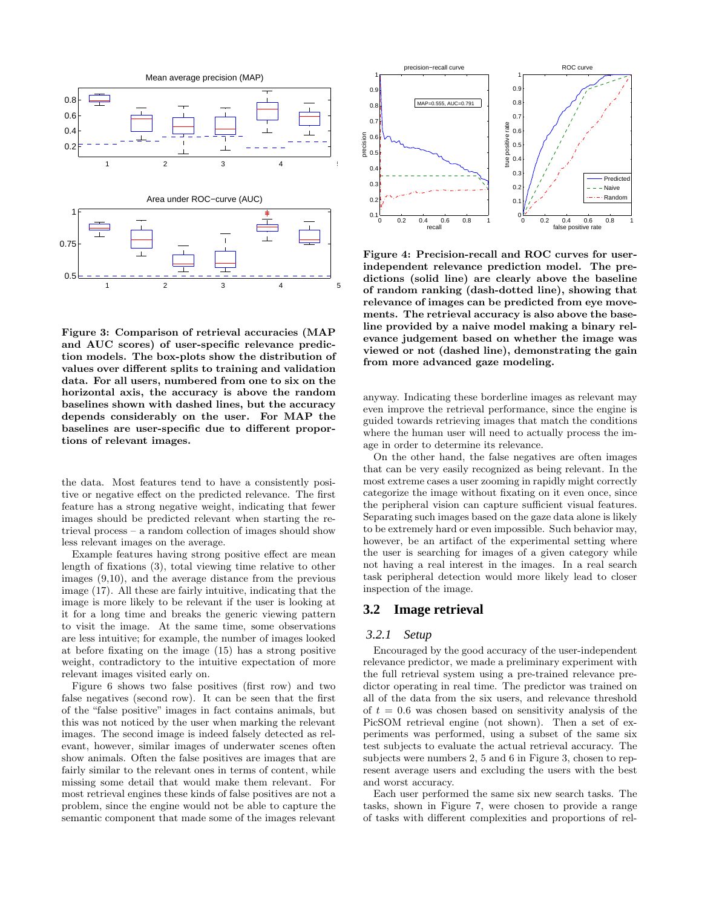Figure 3: Comparison of retrieval accuracies (MAP and AUC scores) of user-specific relevance prediction models. The box-plots show the distribution of values over different splits to training and validation data. For all users, numbered from one to six on the horizontal axis, the accuracy is above the random baselines shown with dashed lines, but the accuracy depends considerably on the user. For MAP the baselines are user-specific due to different proportions of relevant images.

the data. Most features tend to have a consistently positive or negative effect on the predicted relevance. The first feature has a strong negative weight, indicating that fewer images should be predicted relevant when starting the retrieval process – a random collection of images should show less relevant images on the average.

Example features having strong positive effect are mean length of fixations (3), total viewing time relative to other images (9,10), and the average distance from the previous image (17). All these are fairly intuitive, indicating that the image is more likely to be relevant if the user is looking at it for a long time and breaks the generic viewing pattern to visit the image. At the same time, some observations are less intuitive; for example, the number of images looked at before fixating on the image (15) has a strong positive weight, contradictory to the intuitive expectation of more relevant images visited early on.

Figure 6 shows two false positives (first row) and two false negatives (second row). It can be seen that the first of the "false positive" images in fact contains animals, but this was not noticed by the user when marking the relevant images. The second image is indeed falsely detected as relevant, however, similar images of underwater scenes often show animals. Often the false positives are images that are fairly similar to the relevant ones in terms of content, while missing some detail that would make them relevant. For most retrieval engines these kinds of false positives are not a problem, since the engine would not be able to capture the semantic component that made some of the images relevant anyway. Indicating these borderline images as relevant may even improve the retrieval performance, since the engine is guided towards retrieving images that match the conditions where the human user will need to actually process the image in order to determine its relevance.

Figure 4: Precision-recall and ROC curves for user-independent relevance prediction model. The predictions (solid line) are clearly above the baseline of random ranking (dash-dotted line), showing that relevance of images can be predicted from eye movements. The retrieval accuracy is also above the baseline provided by a naive model making a binary relevance judgement based on whether the image was viewed or not (dashed line), demonstrating the gain from more advanced gaze modeling.

On the other hand, the false negatives are often images that can be very easily recognized as being relevant. In the most extreme cases a user zooming in rapidly might correctly categorize the image without fixating on it even once, since the peripheral vision can capture sufficient visual features. Separating such images based on the gaze data alone is likely to be extremely hard or even impossible. Such behavior may, however, be an artifact of the experimental setting where the user is searching for images of a given category while not having a real interest in the images. In a real search task peripheral detection would more likely lead to closer inspection of the image.

## 3.2 Image retrieval

### *3.2.1 Setup*

Encouraged by the good accuracy of the user-independent relevance predictor, we made a preliminary experiment with the full retrieval system using a pre-trained relevance predictor operating in real time. The predictor was trained on all of the data from the six users, and relevance threshold of $t = 0.6$ was chosen based on sensitivity analysis of the PicSOM retrieval engine (not shown). Then a set of experiments was performed, using a subset of the same six test subjects to evaluate the actual retrieval accuracy. The subjects were numbers 2, 5 and 6 in Figure 3, chosen to represent average users and excluding the users with the best and worst accuracy.

Each user performed the same six new search tasks. The tasks, shown in Figure 7, were chosen to provide a range of tasks with different complexities and proportions of rel-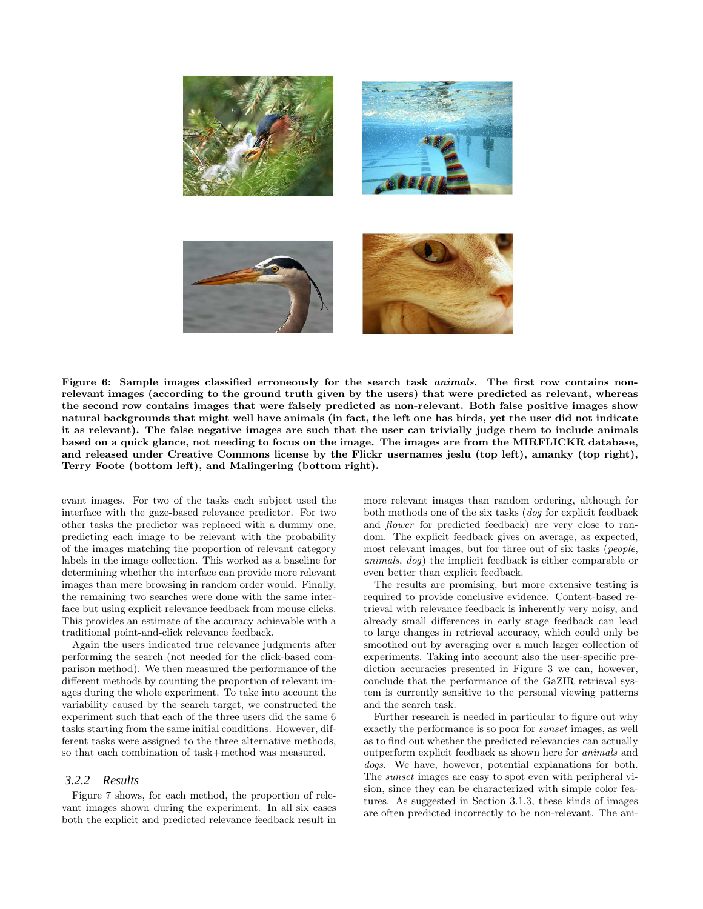**Figure 6: Sample images classified erroneously for the search task *animals*. The first row contains non-relevant images (according to the ground truth given by the users) that were predicted as relevant, whereas the second row contains images that were falsely predicted as non-relevant. Both false positive images show natural backgrounds that might well have animals (in fact, the left one has birds, yet the user did not indicate it as relevant). The false negative images are such that the user can trivially judge them to include animals based on a quick glance, not needing to focus on the image. The images are from the MIRFLICKR database, and released under Creative Commons license by the Flickr usernames jeslu (top left), amanky (top right), Terry Foote (bottom left), and Malingering (bottom right).**

evant images. For two of the tasks each subject used the interface with the gaze-based relevance predictor. For two other tasks the predictor was replaced with a dummy one, predicting each image to be relevant with the probability of the images matching the proportion of relevant category labels in the image collection. This worked as a baseline for determining whether the interface can provide more relevant images than mere browsing in random order would. Finally, the remaining two searches were done with the same interface but using explicit relevance feedback from mouse clicks. This provides an estimate of the accuracy achievable with a traditional point-and-click relevance feedback.

Again the users indicated true relevance judgments after performing the search (not needed for the click-based comparison method). We then measured the performance of the different methods by counting the proportion of relevant images during the whole experiment. To take into account the variability caused by the search target, we constructed the experiment such that each of the three users did the same 6 tasks starting from the same initial conditions. However, different tasks were assigned to the three alternative methods, so that each combination of task+method was measured.

### 3.2.2 Results

Figure 7 shows, for each method, the proportion of relevant images shown during the experiment. In all six cases both the explicit and predicted relevance feedback result in more relevant images than random ordering, although for both methods one of the six tasks (*dog* for explicit feedback and *flower* for predicted feedback) are very close to random. The explicit feedback gives on average, as expected, most relevant images, but for three out of six tasks (*people*, *animals*, *dog*) the implicit feedback is either comparable or even better than explicit feedback.

The results are promising, but more extensive testing is required to provide conclusive evidence. Content-based retrieval with relevance feedback is inherently very noisy, and already small differences in early stage feedback can lead to large changes in retrieval accuracy, which could only be smoothed out by averaging over a much larger collection of experiments. Taking into account also the user-specific prediction accuracies presented in Figure 3 we can, however, conclude that the performance of the GaZIR retrieval system is currently sensitive to the personal viewing patterns and the search task.

Further research is needed in particular to figure out why exactly the performance is so poor for *sunset* images, as well as to find out whether the predicted relevancies can actually outperform explicit feedback as shown here for *animals* and *dogs*. We have, however, potential explanations for both. The *sunset* images are easy to spot even with peripheral vision, since they can be characterized with simple color features. As suggested in Section 3.1.3, these kinds of images are often predicted incorrectly to be non-relevant. The ani-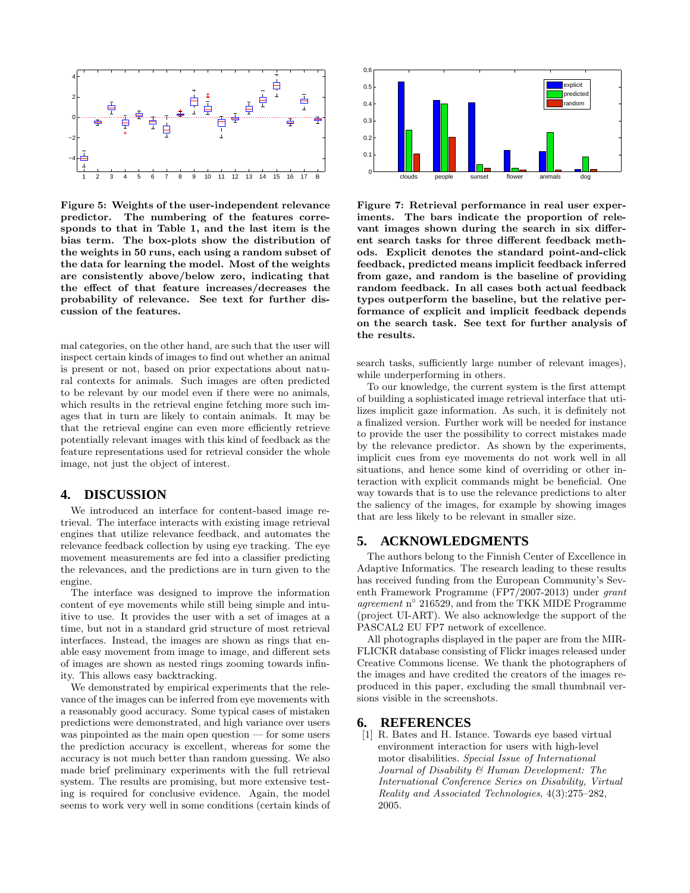**Figure 5: Weights of the user-independent relevance predictor. The numbering of the features corresponds to that in Table 1, and the last item is the bias term. The box-plots show the distribution of the weights in 50 runs, each using a random subset of the data for learning the model. Most of the weights are consistently above/below zero, indicating that the effect of that feature increases/decreases the probability of relevance. See text for further discussion of the features.**

mal categories, on the other hand, are such that the user will inspect certain kinds of images to find out whether an animal is present or not, based on prior expectations about natural contexts for animals. Such images are often predicted to be relevant by our model even if there were no animals, which results in the retrieval engine fetching more such images that in turn are likely to contain animals. It may be that the retrieval engine can even more efficiently retrieve potentially relevant images with this kind of feedback as the feature representations used for retrieval consider the whole image, not just the object of interest.

# 4. DISCUSSION

We introduced an interface for content-based image retrieval. The interface interacts with existing image retrieval engines that utilize relevance feedback, and automates the relevance feedback collection by using eye tracking. The eye movement measurements are fed into a classifier predicting the relevances, and the predictions are in turn given to the engine.

The interface was designed to improve the information content of eye movements while still being simple and intuitive to use. It provides the user with a set of images at a time, but not in a standard grid structure of most retrieval interfaces. Instead, the images are shown as rings that enable easy movement from image to image, and different sets of images are shown as nested rings zooming towards infinity. This allows easy backtracking.

We demonstrated by empirical experiments that the relevance of the images can be inferred from eye movements with a reasonably good accuracy. Some typical cases of mistaken predictions were demonstrated, and high variance over users was pinpointed as the main open question — for some users the prediction accuracy is excellent, whereas for some the accuracy is not much better than random guessing. We also made brief preliminary experiments with the full retrieval system. The results are promising, but more extensive testing is required for conclusive evidence. Again, the model seems to work very well in some conditions (certain kinds of search tasks, sufficiently large number of relevant images), while underperforming in others.

**Figure 7: Retrieval performance in real user experiments. The bars indicate the proportion of relevant images shown during the search in six different search tasks for three different feedback methods. Explicit denotes the standard point-and-click feedback, predicted means implicit feedback inferred from gaze, and random is the baseline of providing random feedback. In all cases both actual feedback types outperform the baseline, but the relative performance of explicit and implicit feedback depends on the search task. See text for further analysis of the results.**

To our knowledge, the current system is the first attempt of building a sophisticated image retrieval interface that utilizes implicit gaze information. As such, it is definitely not a finalized version. Further work will be needed for instance to provide the user the possibility to correct mistakes made by the relevance predictor. As shown by the experiments, implicit cues from eye movements do not work well in all situations, and hence some kind of overriding or other interaction with explicit commands might be beneficial. One way towards that is to use the relevance predictions to alter the saliency of the images, for example by showing images that are less likely to be relevant in smaller size.

# 5. ACKNOWLEDGMENTS

The authors belong to the Finnish Center of Excellence in Adaptive Informatics. The research leading to these results has received funding from the European Community's Seventh Framework Programme (FP7/2007-2013) under *grant agreement* n° 216529, and from the TKK MIDE Programme (project UI-ART). We also acknowledge the support of the PASCAL2 EU FP7 network of excellence.

All photographs displayed in the paper are from the MIR-FLICKR database consisting of Flickr images released under Creative Commons license. We thank the photographers of the images and have credited the creators of the images reproduced in this paper, excluding the small thumbnail versions visible in the screenshots.

# 6. REFERENCES

[1] R. Bates and H. Istance. Towards eye based virtual environment interaction for users with high-level motor disabilities. *Special Issue of International Journal of Disability & Human Development: The International Conference Series on Disability, Virtual Reality and Associated Technologies*, 4(3):275–282, 2005.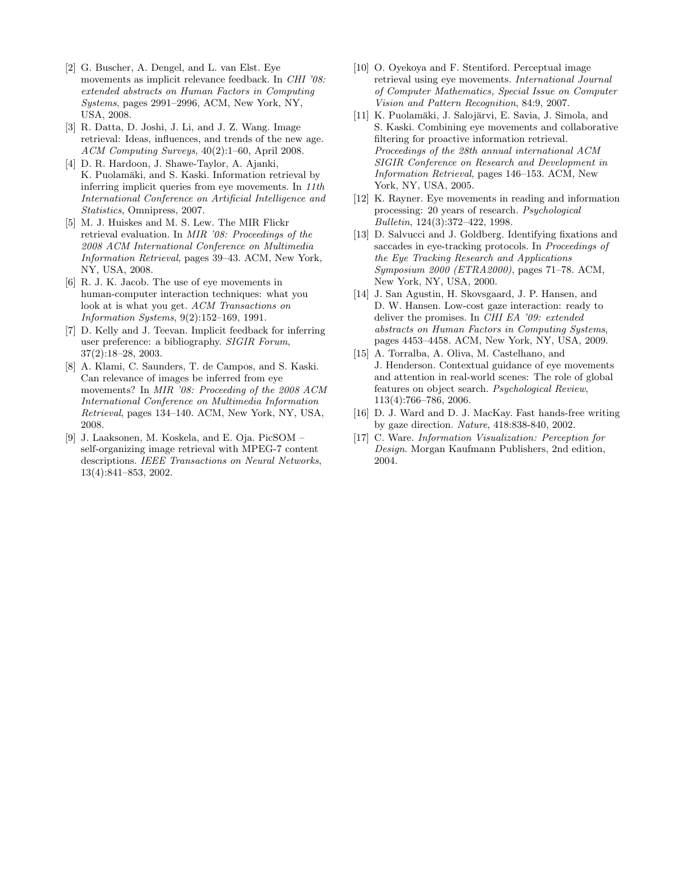[2] G. Buscher, A. Dengel, and L. van Elst. Eye movements as implicit relevance feedback. In *CHI '08: extended abstracts on Human Factors in Computing Systems*, pages 2991–2996, ACM, New York, NY, USA, 2008.

[3] R. Datta, D. Joshi, J. Li, and J. Z. Wang. Image retrieval: Ideas, influences, and trends of the new age. *ACM Computing Surveys*, 40(2):1–60, April 2008.

[4] D. R. Hardoon, J. Shawe-Taylor, A. Ajanki, K. Puolamäki, and S. Kaski. Information retrieval by inferring implicit queries from eye movements. In *11th International Conference on Artificial Intelligence and Statistics*, Omnipress, 2007.

[5] M. J. Huiskes and M. S. Lew. The MIR Flickr retrieval evaluation. In *MIR '08: Proceedings of the 2008 ACM International Conference on Multimedia Information Retrieval*, pages 39–43. ACM, New York, NY, USA, 2008.

[6] R. J. K. Jacob. The use of eye movements in human-computer interaction techniques: what you look at is what you get. *ACM Transactions on Information Systems*, 9(2):152–169, 1991.

[7] D. Kelly and J. Teevan. Implicit feedback for inferring user preference: a bibliography. *SIGIR Forum*, 37(2):18–28, 2003.

[8] A. Klami, C. Saunders, T. de Campos, and S. Kaski. Can relevance of images be inferred from eye movements? In *MIR '08: Proceeding of the 2008 ACM International Conference on Multimedia Information Retrieval*, pages 134–140. ACM, New York, NY, USA, 2008.

[9] J. Laaksonen, M. Koskela, and E. Oja. PicSOM – self-organizing image retrieval with MPEG-7 content descriptions. *IEEE Transactions on Neural Networks*, 13(4):841–853, 2002.

[10] O. Oyekoya and F. Stentiford. Perceptual image retrieval using eye movements. *International Journal of Computer Mathematics, Special Issue on Computer Vision and Pattern Recognition*, 84:9, 2007.

[11] K. Puolamäki, J. Salojärvi, E. Savia, J. Simola, and S. Kaski. Combining eye movements and collaborative filtering for proactive information retrieval. *Proceedings of the 28th annual international ACM SIGIR Conference on Research and Development in Information Retrieval*, pages 146–153. ACM, New York, NY, USA, 2005.

[12] K. Rayner. Eye movements in reading and information processing: 20 years of research. *Psychological Bulletin*, 124(3):372–422, 1998.

[13] D. Salvucci and J. Goldberg. Identifying fixations and saccades in eye-tracking protocols. In *Proceedings of the Eye Tracking Research and Applications Symposium 2000 (ETRA2000)*, pages 71–78. ACM, New York, NY, USA, 2000.

[14] J. San Agustin, H. Skovsgaard, J. P. Hansen, and D. W. Hansen. Low-cost gaze interaction: ready to deliver the promises. In *CHI EA '09: extended abstracts on Human Factors in Computing Systems*, pages 4453–4458. ACM, New York, NY, USA, 2009.

[15] A. Torralba, A. Oliva, M. Castelhano, and J. Henderson. Contextual guidance of eye movements and attention in real-world scenes: The role of global features on object search. *Psychological Review*, 113(4):766–786, 2006.

[16] D. J. Ward and D. J. MacKay. Fast hands-free writing by gaze direction. *Nature*, 418:838-840, 2002.

[17] C. Ware. *Information Visualization: Perception for Design*. Morgan Kaufmann Publishers, 2nd edition, 2004.